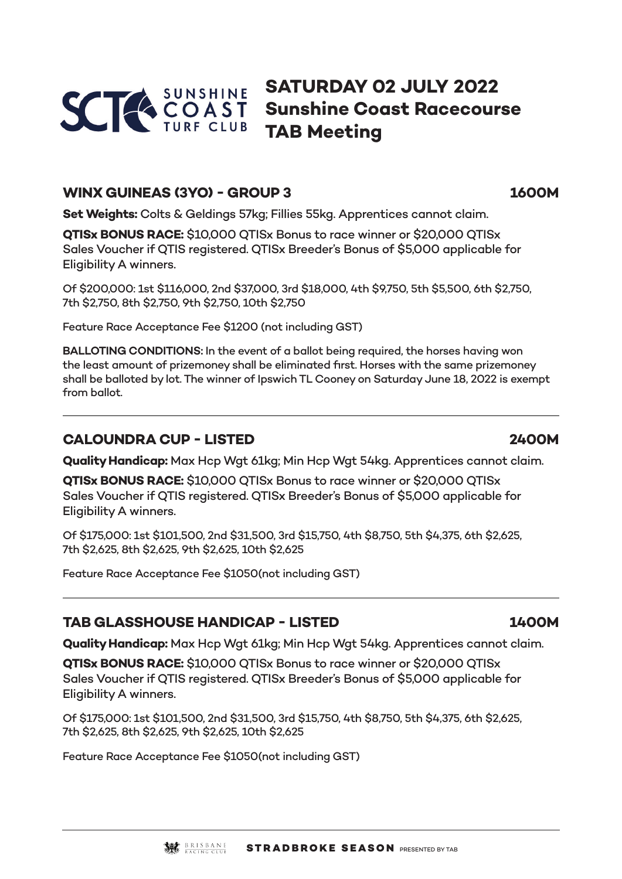# SATURDAY 02 JULY 2022
## Sunshine Coast Racecourse
## TAB Meeting

### WINX GUINEAS (3YO) - GROUP 3 — 1600M

**Set Weights:** Colts & Geldings 57kg; Fillies 55kg. Apprentices cannot claim.

**QTISx BONUS RACE:** $10,000 QTISx Bonus to race winner or $20,000 QTISx Sales Voucher if QTIS registered. QTISx Breeder's Bonus of $5,000 applicable for Eligibility A winners.

Of $200,000: 1st $116,000, 2nd $37,000, 3rd $18,000, 4th $9,750, 5th $5,500, 6th $2,750, 7th $2,750, 8th $2,750, 9th $2,750, 10th $2,750

Feature Race Acceptance Fee $1200 (not including GST)

**BALLOTING CONDITIONS:** In the event of a ballot being required, the horses having won the least amount of prizemoney shall be eliminated first. Horses with the same prizemoney shall be balloted by lot. The winner of Ipswich TL Cooney on Saturday June 18, 2022 is exempt from ballot.

---

### CALOUNDRA CUP - LISTED — 2400M

**Quality Handicap:** Max Hcp Wgt 61kg; Min Hcp Wgt 54kg. Apprentices cannot claim.

**QTISx BONUS RACE:** $10,000 QTISx Bonus to race winner or $20,000 QTISx Sales Voucher if QTIS registered. QTISx Breeder's Bonus of $5,000 applicable for Eligibility A winners.

Of $175,000: 1st $101,500, 2nd $31,500, 3rd $15,750, 4th $8,750, 5th $4,375, 6th $2,625, 7th $2,625, 8th $2,625, 9th $2,625, 10th $2,625

Feature Race Acceptance Fee $1050(not including GST)

---

### TAB GLASSHOUSE HANDICAP - LISTED — 1400M

**Quality Handicap:** Max Hcp Wgt 61kg; Min Hcp Wgt 54kg. Apprentices cannot claim.

**QTISx BONUS RACE:** $10,000 QTISx Bonus to race winner or $20,000 QTISx Sales Voucher if QTIS registered. QTISx Breeder's Bonus of $5,000 applicable for Eligibility A winners.

Of $175,000: 1st $101,500, 2nd $31,500, 3rd $15,750, 4th $8,750, 5th $4,375, 6th $2,625, 7th $2,625, 8th $2,625, 9th $2,625, 10th $2,625

Feature Race Acceptance Fee $1050(not including GST)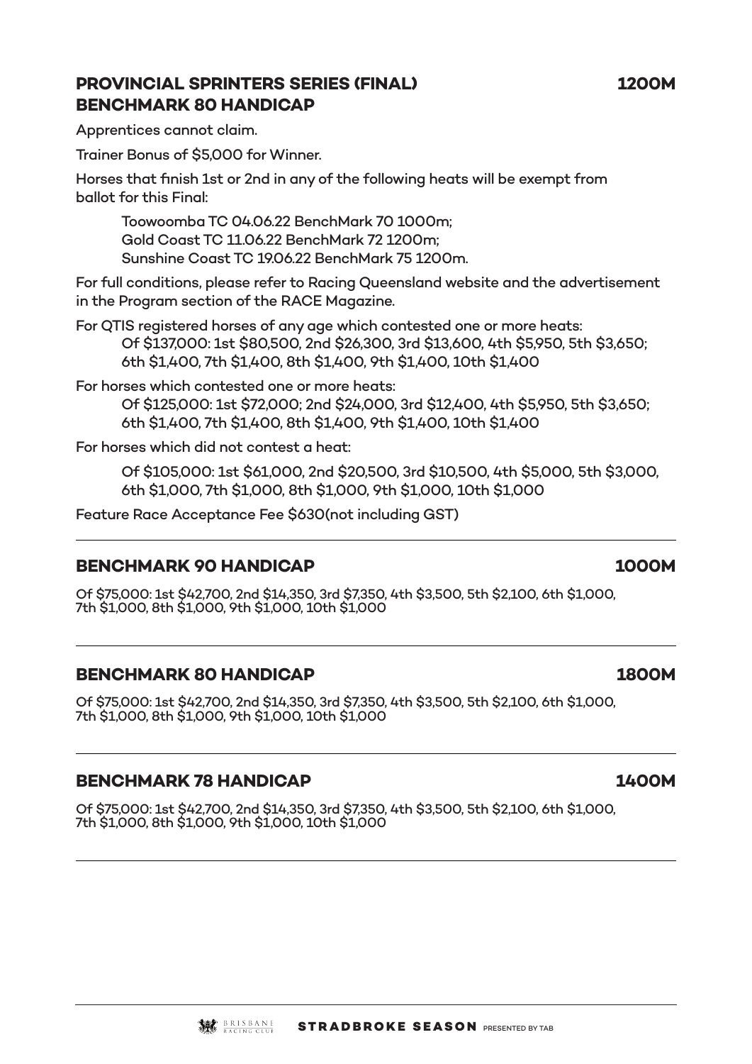## PROVINCIAL SPRINTERS SERIES (FINAL) BENCHMARK 80 HANDICAP — 1200M

Apprentices cannot claim.

Trainer Bonus of $5,000 for Winner.

Horses that finish 1st or 2nd in any of the following heats will be exempt from ballot for this Final:

Toowoomba TC 04.06.22 BenchMark 70 1000m;
Gold Coast TC 11.06.22 BenchMark 72 1200m;
Sunshine Coast TC 19.06.22 BenchMark 75 1200m.

For full conditions, please refer to Racing Queensland website and the advertisement in the Program section of the RACE Magazine.

For QTIS registered horses of any age which contested one or more heats:
Of $137,000: 1st $80,500, 2nd $26,300, 3rd $13,600, 4th $5,950, 5th $3,650; 6th $1,400, 7th $1,400, 8th $1,400, 9th $1,400, 10th $1,400

For horses which contested one or more heats:
Of $125,000: 1st $72,000; 2nd $24,000, 3rd $12,400, 4th $5,950, 5th $3,650; 6th $1,400, 7th $1,400, 8th $1,400, 9th $1,400, 10th $1,400

For horses which did not contest a heat:
Of $105,000: 1st $61,000, 2nd $20,500, 3rd $10,500, 4th $5,000, 5th $3,000, 6th $1,000, 7th $1,000, 8th $1,000, 9th $1,000, 10th $1,000

Feature Race Acceptance Fee $630(not including GST)

---

## BENCHMARK 90 HANDICAP — 1000M

Of $75,000: 1st $42,700, 2nd $14,350, 3rd $7,350, 4th $3,500, 5th $2,100, 6th $1,000, 7th $1,000, 8th $1,000, 9th $1,000, 10th $1,000

---

## BENCHMARK 80 HANDICAP — 1800M

Of $75,000: 1st $42,700, 2nd $14,350, 3rd $7,350, 4th $3,500, 5th $2,100, 6th $1,000, 7th $1,000, 8th $1,000, 9th $1,000, 10th $1,000

---

## BENCHMARK 78 HANDICAP — 1400M

Of $75,000: 1st $42,700, 2nd $14,350, 3rd $7,350, 4th $3,500, 5th $2,100, 6th $1,000, 7th $1,000, 8th $1,000, 9th $1,000, 10th $1,000

---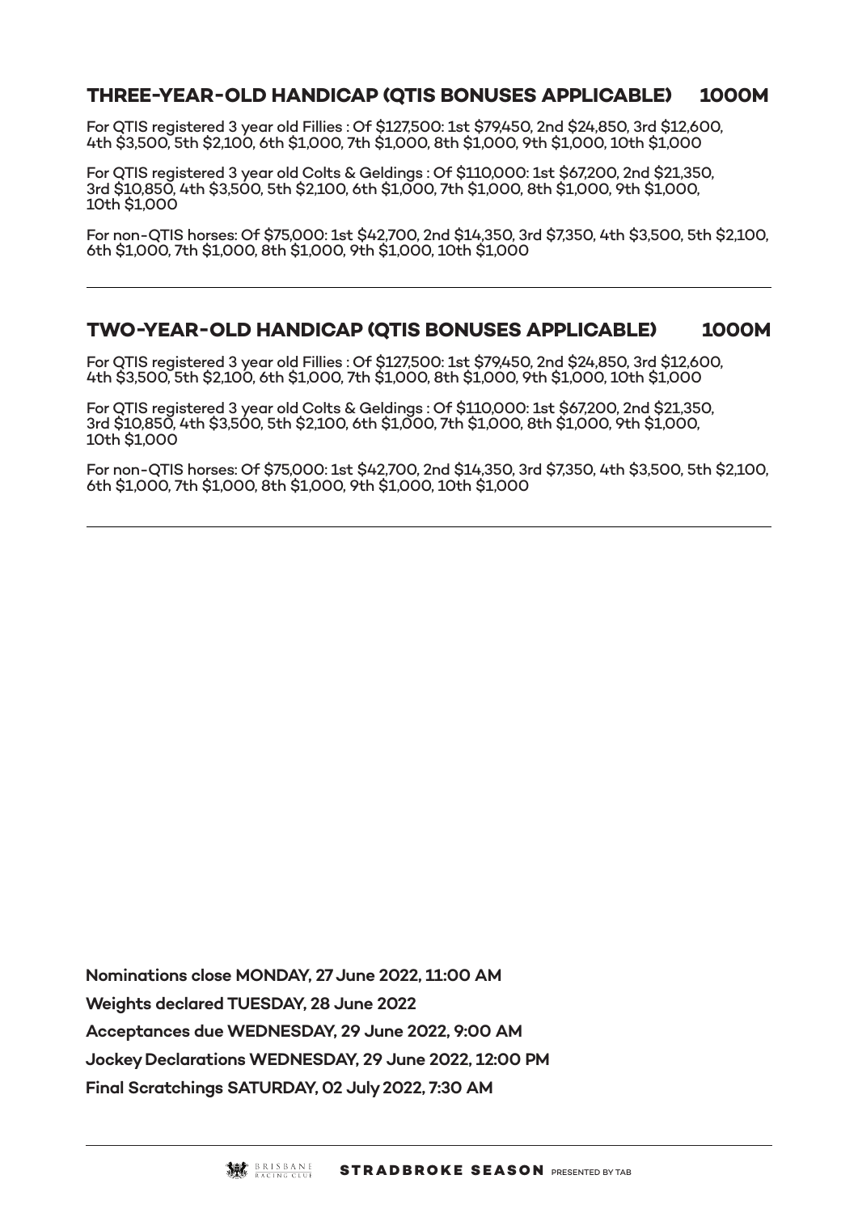## THREE-YEAR-OLD HANDICAP (QTIS BONUSES APPLICABLE) 1000M

For QTIS registered 3 year old Fillies : Of $127,500: 1st $79,450, 2nd $24,850, 3rd $12,600, 4th $3,500, 5th $2,100, 6th $1,000, 7th $1,000, 8th $1,000, 9th $1,000, 10th $1,000

For QTIS registered 3 year old Colts & Geldings : Of $110,000: 1st $67,200, 2nd $21,350, 3rd $10,850, 4th $3,500, 5th $2,100, 6th $1,000, 7th $1,000, 8th $1,000, 9th $1,000, 10th $1,000

For non-QTIS horses: Of $75,000: 1st $42,700, 2nd $14,350, 3rd $7,350, 4th $3,500, 5th $2,100, 6th $1,000, 7th $1,000, 8th $1,000, 9th $1,000, 10th $1,000

---

## TWO-YEAR-OLD HANDICAP (QTIS BONUSES APPLICABLE) 1000M

For QTIS registered 3 year old Fillies : Of $127,500: 1st $79,450, 2nd $24,850, 3rd $12,600, 4th $3,500, 5th $2,100, 6th $1,000, 7th $1,000, 8th $1,000, 9th $1,000, 10th $1,000

For QTIS registered 3 year old Colts & Geldings : Of $110,000: 1st $67,200, 2nd $21,350, 3rd $10,850, 4th $3,500, 5th $2,100, 6th $1,000, 7th $1,000, 8th $1,000, 9th $1,000, 10th $1,000

For non-QTIS horses: Of $75,000: 1st $42,700, 2nd $14,350, 3rd $7,350, 4th $3,500, 5th $2,100, 6th $1,000, 7th $1,000, 8th $1,000, 9th $1,000, 10th $1,000

---

**Nominations close MONDAY, 27 June 2022, 11:00 AM**

**Weights declared TUESDAY, 28 June 2022**

**Acceptances due WEDNESDAY, 29 June 2022, 9:00 AM**

**Jockey Declarations WEDNESDAY, 29 June 2022, 12:00 PM**

**Final Scratchings SATURDAY, 02 July 2022, 7:30 AM**